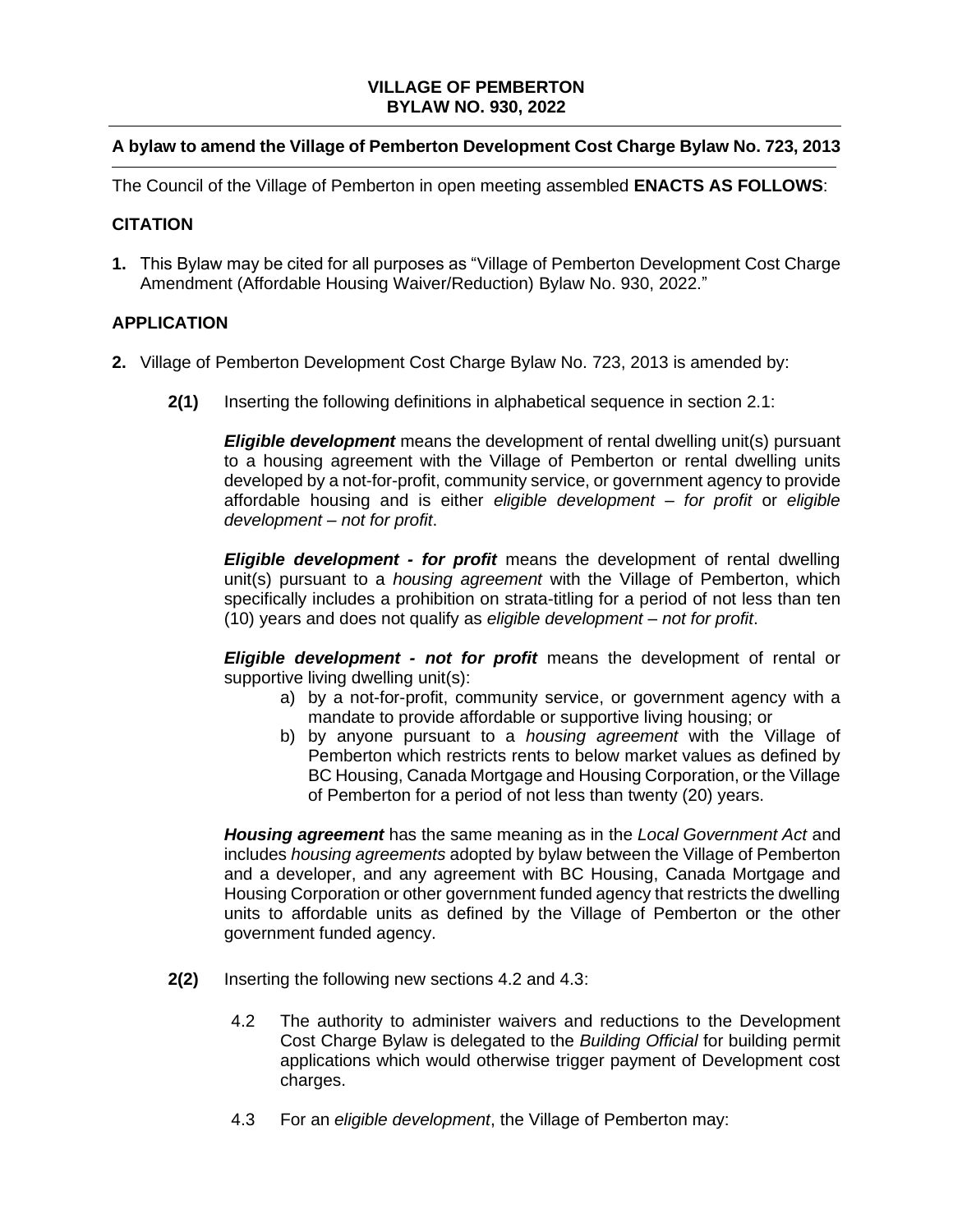# VILLAGE OF PEMBERTON
# BYLAW NO. 930, 2022

**A bylaw to amend the Village of Pemberton Development Cost Charge Bylaw No. 723, 2013**

The Council of the Village of Pemberton in open meeting assembled **ENACTS AS FOLLOWS**:

## CITATION

**1.** This Bylaw may be cited for all purposes as "Village of Pemberton Development Cost Charge Amendment (Affordable Housing Waiver/Reduction) Bylaw No. 930, 2022."

## APPLICATION

**2.** Village of Pemberton Development Cost Charge Bylaw No. 723, 2013 is amended by:

**2(1)** Inserting the following definitions in alphabetical sequence in section 2.1:

***Eligible development*** means the development of rental dwelling unit(s) pursuant to a housing agreement with the Village of Pemberton or rental dwelling units developed by a not-for-profit, community service, or government agency to provide affordable housing and is either *eligible development – for profit* or *eligible development – not for profit*.

***Eligible development - for profit*** means the development of rental dwelling unit(s) pursuant to a *housing agreement* with the Village of Pemberton, which specifically includes a prohibition on strata-titling for a period of not less than ten (10) years and does not qualify as *eligible development – not for profit*.

***Eligible development - not for profit*** means the development of rental or supportive living dwelling unit(s):

a) by a not-for-profit, community service, or government agency with a mandate to provide affordable or supportive living housing; or
b) by anyone pursuant to a *housing agreement* with the Village of Pemberton which restricts rents to below market values as defined by BC Housing, Canada Mortgage and Housing Corporation, or the Village of Pemberton for a period of not less than twenty (20) years.

***Housing agreement*** has the same meaning as in the *Local Government Act* and includes *housing agreements* adopted by bylaw between the Village of Pemberton and a developer, and any agreement with BC Housing, Canada Mortgage and Housing Corporation or other government funded agency that restricts the dwelling units to affordable units as defined by the Village of Pemberton or the other government funded agency.

**2(2)** Inserting the following new sections 4.2 and 4.3:

4.2 The authority to administer waivers and reductions to the Development Cost Charge Bylaw is delegated to the *Building Official* for building permit applications which would otherwise trigger payment of Development cost charges.

4.3 For an *eligible development*, the Village of Pemberton may: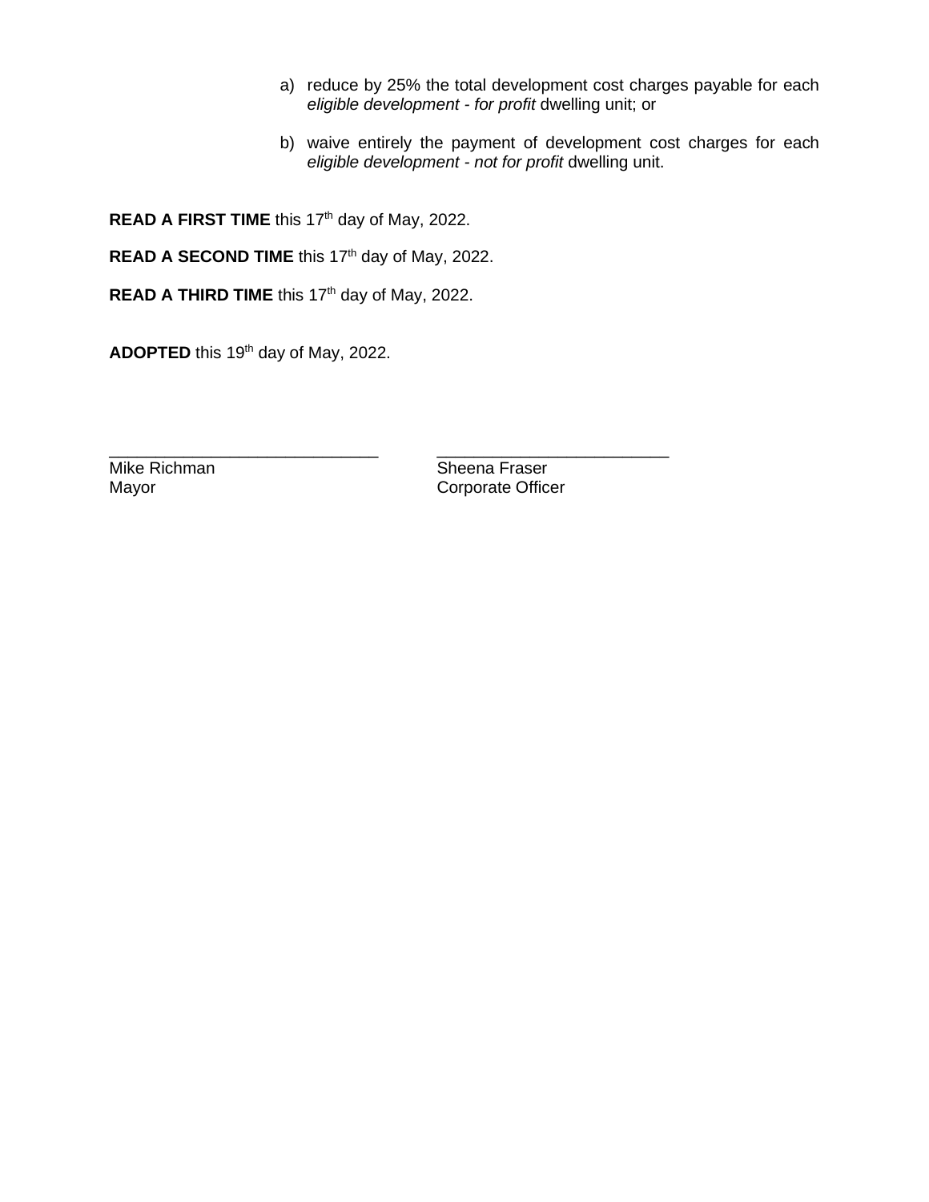a) reduce by 25% the total development cost charges payable for each *eligible development - for profit* dwelling unit; or

b) waive entirely the payment of development cost charges for each *eligible development - not for profit* dwelling unit.

**READ A FIRST TIME** this 17th day of May, 2022.

**READ A SECOND TIME** this 17th day of May, 2022.

**READ A THIRD TIME** this 17th day of May, 2022.

**ADOPTED** this 19th day of May, 2022.

| | |
|---|---|
| _____________________________ | _____________________________ |
| Mike Richman | Sheena Fraser |
| Mayor | Corporate Officer |